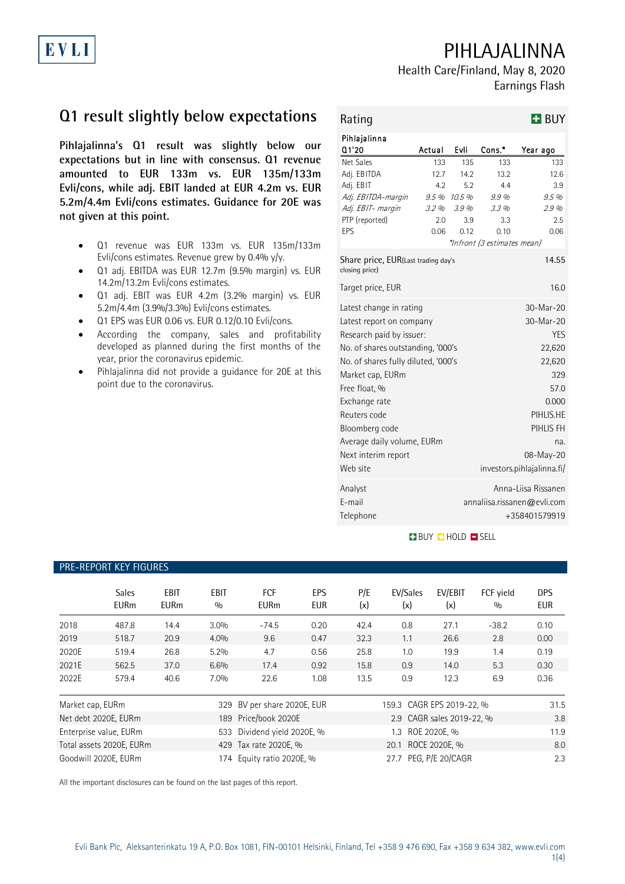EVLI

# PIHLAJALINNA

Health Care/Finland, May 8, 2020
Earnings Flash

## Q1 result slightly below expectations

**Pihlajalinna's Q1 result was slightly below our expectations but in line with consensus. Q1 revenue amounted to EUR 133m vs. EUR 135m/133m Evli/cons, while adj. EBIT landed at EUR 4.2m vs. EUR 5.2m/4.4m Evli/cons estimates. Guidance for 20E was not given at this point.**

- Q1 revenue was EUR 133m vs. EUR 135m/133m Evli/cons estimates. Revenue grew by 0.4% y/y.
- Q1 adj. EBITDA was EUR 12.7m (9.5% margin) vs. EUR 14.2m/13.2m Evli/cons estimates.
- Q1 adj. EBIT was EUR 4.2m (3.2% margin) vs. EUR 5.2m/4.4m (3.9%/3.3%) Evli/cons estimates.
- Q1 EPS was EUR 0.06 vs. EUR 0.12/0.10 Evli/cons.
- According the company, sales and profitability developed as planned during the first months of the year, prior the coronavirus epidemic.
- Pihlajalinna did not provide a guidance for 20E at this point due to the coronavirus.

### Rating: BUY

| Pihlajalinna Q1'20 | Actual | Evli | Cons.* | Year ago |
|---|---|---|---|---|
| Net Sales | 133 | 135 | 133 | 133 |
| Adj. EBITDA | 12.7 | 14.2 | 13.2 | 12.6 |
| Adj. EBIT | 4.2 | 5.2 | 4.4 | 3.9 |
| *Adj. EBITDA-margin* | *9.5 %* | *10.5 %* | *9.9 %* | *9.5 %* |
| *Adj. EBIT- margin* | *3.2 %* | *3.9 %* | *3.3 %* | *2.9 %* |
| PTP (reported) | 2.0 | 3.9 | 3.3 | 2.5 |
| EPS | 0.06 | 0.12 | 0.10 | 0.06 |

*\*Infront (3 estimates mean)*

| | |
|---|---|
| Share price, EUR(Last trading day's closing price) | 14.55 |
| Target price, EUR | 16.0 |
| Latest change in rating | 30-Mar-20 |
| Latest report on company | 30-Mar-20 |
| Research paid by issuer: | YES |
| No. of shares outstanding, '000's | 22,620 |
| No. of shares fully diluted, '000's | 22,620 |
| Market cap, EURm | 329 |
| Free float, % | 57.0 |
| Exchange rate | 0.000 |
| Reuters code | PIHLIS.HE |
| Bloomberg code | PIHLIS FH |
| Average daily volume, EURm | na. |
| Next interim report | 08-May-20 |
| Web site | investors.pihlajalinna.fi/ |
| Analyst | Anna-Liisa Rissanen |
| E-mail | annaliisa.rissanen@evli.com |
| Telephone | +358401579919 |

BUY HOLD SELL

### PRE-REPORT KEY FIGURES

| | Sales EURm | EBIT EURm | EBIT % | FCF EURm | EPS EUR | P/E (x) | EV/Sales (x) | EV/EBIT (x) | FCF yield % | DPS EUR |
|---|---|---|---|---|---|---|---|---|---|---|
| 2018 | 487.8 | 14.4 | 3.0% | -74.5 | 0.20 | 42.4 | 0.8 | 27.1 | -38.2 | 0.10 |
| 2019 | 518.7 | 20.9 | 4.0% | 9.6 | 0.47 | 32.3 | 1.1 | 26.6 | 2.8 | 0.00 |
| 2020E | 519.4 | 26.8 | 5.2% | 4.7 | 0.56 | 25.8 | 1.0 | 19.9 | 1.4 | 0.19 |
| 2021E | 562.5 | 37.0 | 6.6% | 17.4 | 0.92 | 15.8 | 0.9 | 14.0 | 5.3 | 0.30 |
| 2022E | 579.4 | 40.6 | 7.0% | 22.6 | 1.08 | 13.5 | 0.9 | 12.3 | 6.9 | 0.36 |

| | | | | | |
|---|---|---|---|---|---|
| Market cap, EURm | 329 | BV per share 2020E, EUR | 159.3 | CAGR EPS 2019-22, % | 31.5 |
| Net debt 2020E, EURm | 189 | Price/book 2020E | 2.9 | CAGR sales 2019-22, % | 3.8 |
| Enterprise value, EURm | 533 | Dividend yield 2020E, % | 1.3 | ROE 2020E, % | 11.9 |
| Total assets 2020E, EURm | 429 | Tax rate 2020E, % | 20.1 | ROCE 2020E, % | 8.0 |
| Goodwill 2020E, EURm | 174 | Equity ratio 2020E, % | 27.7 | PEG, P/E 20/CAGR | 2.3 |

All the important disclosures can be found on the last pages of this report.

Evli Bank Plc, Aleksanterinkatu 19 A, P.O. Box 1081, FIN-00101 Helsinki, Finland, Tel +358 9 476 690, Fax +358 9 634 382, www.evli.com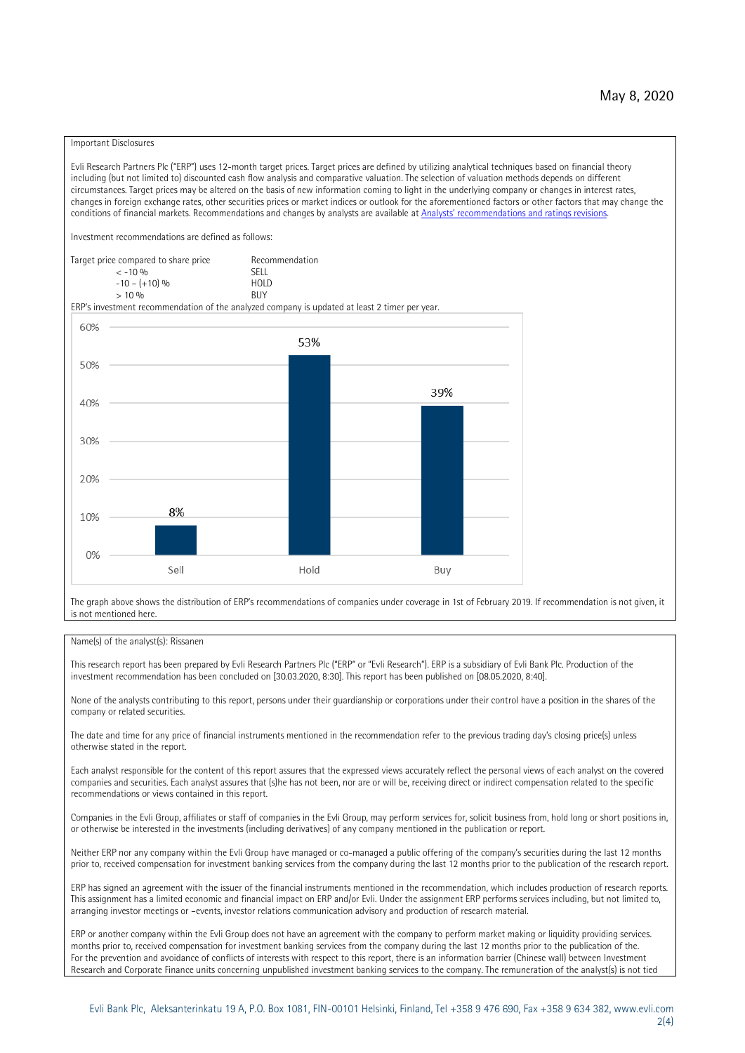May 8, 2020

## Important Disclosures

Evli Research Partners Plc ("ERP") uses 12-month target prices. Target prices are defined by utilizing analytical techniques based on financial theory including (but not limited to) discounted cash flow analysis and comparative valuation. The selection of valuation methods depends on different circumstances. Target prices may be altered on the basis of new information coming to light in the underlying company or changes in interest rates, changes in foreign exchange rates, other securities prices or market indices or outlook for the aforementioned factors or other factors that may change the conditions of financial markets. Recommendations and changes by analysts are available at Analysts' recommendations and ratings revisions.

Investment recommendations are defined as follows:

| Target price compared to share price | Recommendation |
|---|---|
| < -10 % | SELL |
| -10 – (+10) % | HOLD |
| > 10 % | BUY |

ERP's investment recommendation of the analyzed company is updated at least 2 timer per year.

| | Sell | Hold | Buy |
|---|---|---|---|
| Share of recommendations | 8% | 53% | 39% |

The graph above shows the distribution of ERP's recommendations of companies under coverage in 1st of February 2019. If recommendation is not given, it is not mentioned here.

Name(s) of the analyst(s): Rissanen

This research report has been prepared by Evli Research Partners Plc ("ERP" or "Evli Research"). ERP is a subsidiary of Evli Bank Plc. Production of the investment recommendation has been concluded on [30.03.2020, 8:30]. This report has been published on [08.05.2020, 8:40].

None of the analysts contributing to this report, persons under their guardianship or corporations under their control have a position in the shares of the company or related securities.

The date and time for any price of financial instruments mentioned in the recommendation refer to the previous trading day's closing price(s) unless otherwise stated in the report.

Each analyst responsible for the content of this report assures that the expressed views accurately reflect the personal views of each analyst on the covered companies and securities. Each analyst assures that (s)he has not been, nor are or will be, receiving direct or indirect compensation related to the specific recommendations or views contained in this report.

Companies in the Evli Group, affiliates or staff of companies in the Evli Group, may perform services for, solicit business from, hold long or short positions in, or otherwise be interested in the investments (including derivatives) of any company mentioned in the publication or report.

Neither ERP nor any company within the Evli Group have managed or co-managed a public offering of the company's securities during the last 12 months prior to, received compensation for investment banking services from the company during the last 12 months prior to the publication of the research report.

ERP has signed an agreement with the issuer of the financial instruments mentioned in the recommendation, which includes production of research reports. This assignment has a limited economic and financial impact on ERP and/or Evli. Under the assignment ERP performs services including, but not limited to, arranging investor meetings or –events, investor relations communication advisory and production of research material.

ERP or another company within the Evli Group does not have an agreement with the company to perform market making or liquidity providing services. months prior to, received compensation for investment banking services from the company during the last 12 months prior to the publication of the. For the prevention and avoidance of conflicts of interests with respect to this report, there is an information barrier (Chinese wall) between Investment Research and Corporate Finance units concerning unpublished investment banking services to the company. The remuneration of the analyst(s) is not tied

Evli Bank Plc, Aleksanterinkatu 19 A, P.O. Box 1081, FIN-00101 Helsinki, Finland, Tel +358 9 476 690, Fax +358 9 634 382, www.evli.com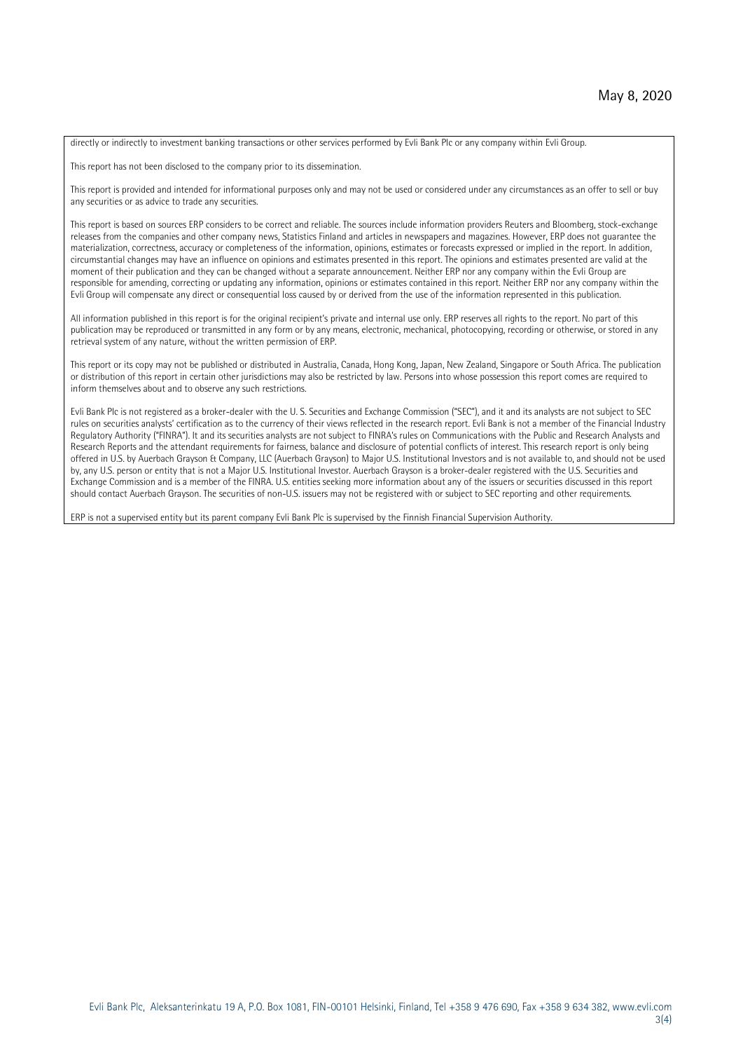directly or indirectly to investment banking transactions or other services performed by Evli Bank Plc or any company within Evli Group.

This report has not been disclosed to the company prior to its dissemination.

This report is provided and intended for informational purposes only and may not be used or considered under any circumstances as an offer to sell or buy any securities or as advice to trade any securities.

This report is based on sources ERP considers to be correct and reliable. The sources include information providers Reuters and Bloomberg, stock-exchange releases from the companies and other company news, Statistics Finland and articles in newspapers and magazines. However, ERP does not guarantee the materialization, correctness, accuracy or completeness of the information, opinions, estimates or forecasts expressed or implied in the report. In addition, circumstantial changes may have an influence on opinions and estimates presented in this report. The opinions and estimates presented are valid at the moment of their publication and they can be changed without a separate announcement. Neither ERP nor any company within the Evli Group are responsible for amending, correcting or updating any information, opinions or estimates contained in this report. Neither ERP nor any company within the Evli Group will compensate any direct or consequential loss caused by or derived from the use of the information represented in this publication.

All information published in this report is for the original recipient's private and internal use only. ERP reserves all rights to the report. No part of this publication may be reproduced or transmitted in any form or by any means, electronic, mechanical, photocopying, recording or otherwise, or stored in any retrieval system of any nature, without the written permission of ERP.

This report or its copy may not be published or distributed in Australia, Canada, Hong Kong, Japan, New Zealand, Singapore or South Africa. The publication or distribution of this report in certain other jurisdictions may also be restricted by law. Persons into whose possession this report comes are required to inform themselves about and to observe any such restrictions.

Evli Bank Plc is not registered as a broker-dealer with the U. S. Securities and Exchange Commission ("SEC"), and it and its analysts are not subject to SEC rules on securities analysts' certification as to the currency of their views reflected in the research report. Evli Bank is not a member of the Financial Industry Regulatory Authority ("FINRA"). It and its securities analysts are not subject to FINRA's rules on Communications with the Public and Research Analysts and Research Reports and the attendant requirements for fairness, balance and disclosure of potential conflicts of interest. This research report is only being offered in U.S. by Auerbach Grayson & Company, LLC (Auerbach Grayson) to Major U.S. Institutional Investors and is not available to, and should not be used by, any U.S. person or entity that is not a Major U.S. Institutional Investor. Auerbach Grayson is a broker-dealer registered with the U.S. Securities and Exchange Commission and is a member of the FINRA. U.S. entities seeking more information about any of the issuers or securities discussed in this report should contact Auerbach Grayson. The securities of non-U.S. issuers may not be registered with or subject to SEC reporting and other requirements.

ERP is not a supervised entity but its parent company Evli Bank Plc is supervised by the Finnish Financial Supervision Authority.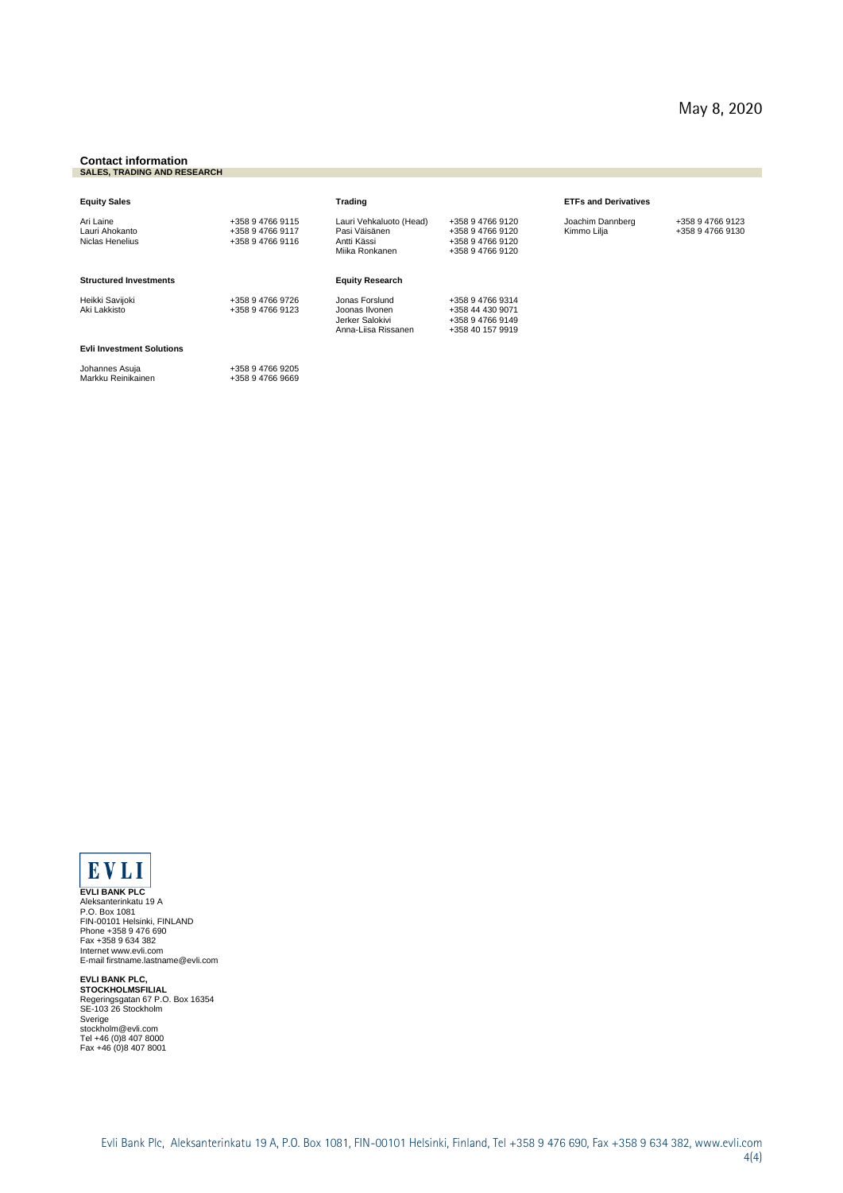May 8, 2020

## Contact information

**SALES, TRADING AND RESEARCH**

| | | | | | |
|---|---|---|---|---|---|
| **Equity Sales** | | **Trading** | | **ETFs and Derivatives** | |
| Ari Laine | +358 9 4766 9115 | Lauri Vehkaluoto (Head) | +358 9 4766 9120 | Joachim Dannberg | +358 9 4766 9123 |
| Lauri Ahokanto | +358 9 4766 9117 | Pasi Väisänen | +358 9 4766 9120 | Kimmo Lilja | +358 9 4766 9130 |
| Niclas Henelius | +358 9 4766 9116 | Antti Kässi | +358 9 4766 9120 | | |
| | | Miika Ronkanen | +358 9 4766 9120 | | |
| **Structured Investments** | | **Equity Research** | | | |
| Heikki Savijoki | +358 9 4766 9726 | Jonas Forslund | +358 9 4766 9314 | | |
| Aki Lakkisto | +358 9 4766 9123 | Joonas Ilvonen | +358 44 430 9071 | | |
| | | Jerker Salokivi | +358 9 4766 9149 | | |
| | | Anna-Liisa Rissanen | +358 40 157 9919 | | |
| **Evli Investment Solutions** | | | | | |
| Johannes Asuja | +358 9 4766 9205 | | | | |
| Markku Reinikainen | +358 9 4766 9669 | | | | |

EVLI

**EVLI BANK PLC**
Aleksanterinkatu 19 A
P.O. Box 1081
FIN-00101 Helsinki, FINLAND
Phone +358 9 476 690
Fax +358 9 634 382
Internet www.evli.com
E-mail firstname.lastname@evli.com

**EVLI BANK PLC,**
**STOCKHOLMSFILIAL**
Regeringsgatan 67 P.O. Box 16354
SE-103 26 Stockholm
Sverige
stockholm@evli.com
Tel +46 (0)8 407 8000
Fax +46 (0)8 407 8001